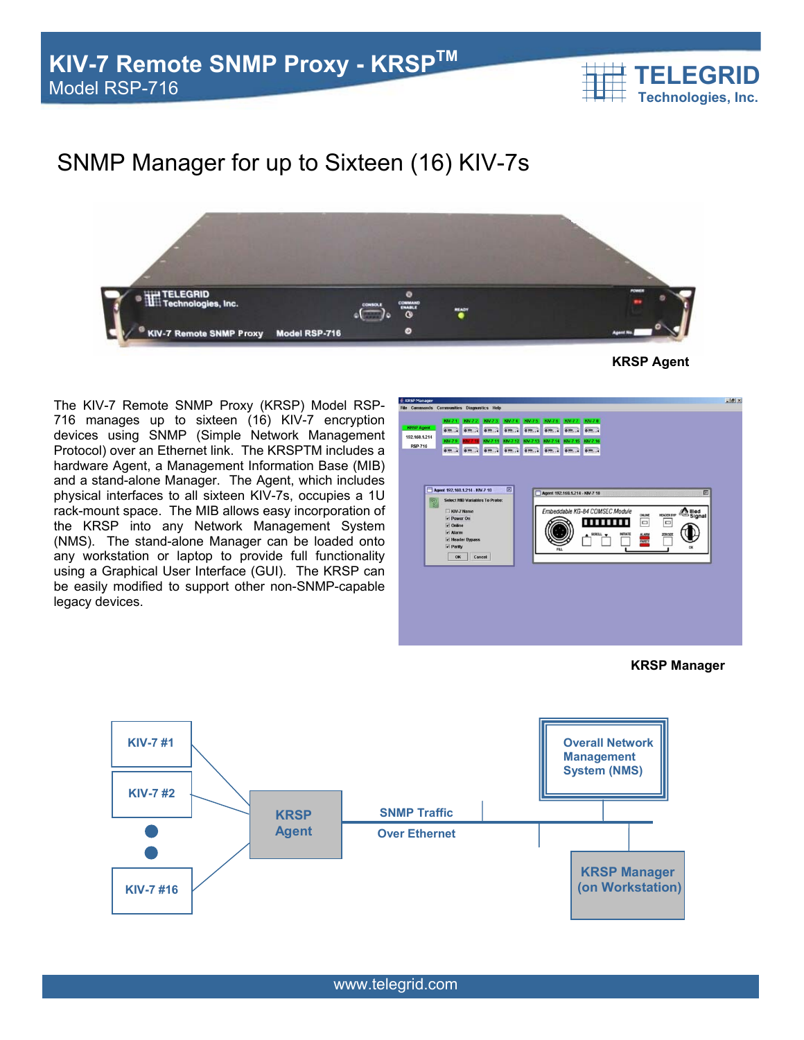# KIV-7 Remote SNMP Proxy - KRSP™

Model RSP-716

TELEGRID Technologies, Inc.

## SNMP Manager for up to Sixteen (16) KIV-7s

KRSP Agent

The KIV-7 Remote SNMP Proxy (KRSP) Model RSP-716 manages up to sixteen (16) KIV-7 encryption devices using SNMP (Simple Network Management Protocol) over an Ethernet link. The KRSPTM includes a hardware Agent, a Management Information Base (MIB) and a stand-alone Manager. The Agent, which includes physical interfaces to all sixteen KIV-7s, occupies a 1U rack-mount space. The MIB allows easy incorporation of the KRSP into any Network Management System (NMS). The stand-alone Manager can be loaded onto any workstation or laptop to provide full functionality using a Graphical User Interface (GUI). The KRSP can be easily modified to support other non-SNMP-capable legacy devices.

KRSP Manager

KIV-7 #1

KIV-7 #2

KIV-7 #16

KRSP Agent

SNMP Traffic Over Ethernet

Overall Network Management System (NMS)

KRSP Manager (on Workstation)

www.telegrid.com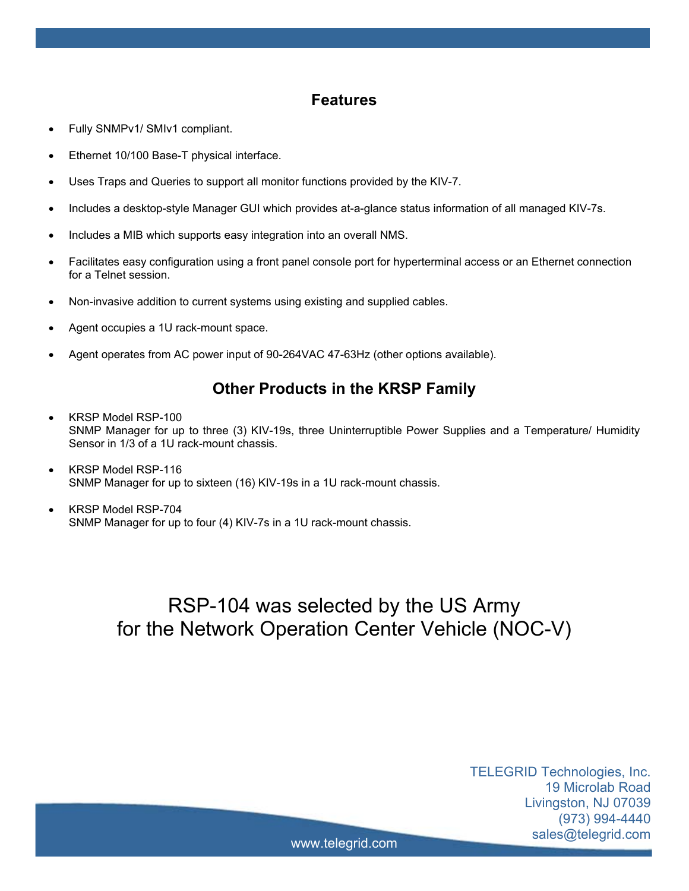## Features

- Fully SNMPv1/ SMIv1 compliant.
- Ethernet 10/100 Base-T physical interface.
- Uses Traps and Queries to support all monitor functions provided by the KIV-7.
- Includes a desktop-style Manager GUI which provides at-a-glance status information of all managed KIV-7s.
- Includes a MIB which supports easy integration into an overall NMS.
- Facilitates easy configuration using a front panel console port for hyperterminal access or an Ethernet connection for a Telnet session.
- Non-invasive addition to current systems using existing and supplied cables.
- Agent occupies a 1U rack-mount space.
- Agent operates from AC power input of 90-264VAC 47-63Hz (other options available).

## Other Products in the KRSP Family

- KRSP Model RSP-100
  SNMP Manager for up to three (3) KIV-19s, three Uninterruptible Power Supplies and a Temperature/ Humidity Sensor in 1/3 of a 1U rack-mount chassis.
- KRSP Model RSP-116
  SNMP Manager for up to sixteen (16) KIV-19s in a 1U rack-mount chassis.
- KRSP Model RSP-704
  SNMP Manager for up to four (4) KIV-7s in a 1U rack-mount chassis.

RSP-104 was selected by the US Army
for the Network Operation Center Vehicle (NOC-V)

TELEGRID Technologies, Inc.
19 Microlab Road
Livingston, NJ 07039
(973) 994-4440
sales@telegrid.com

www.telegrid.com